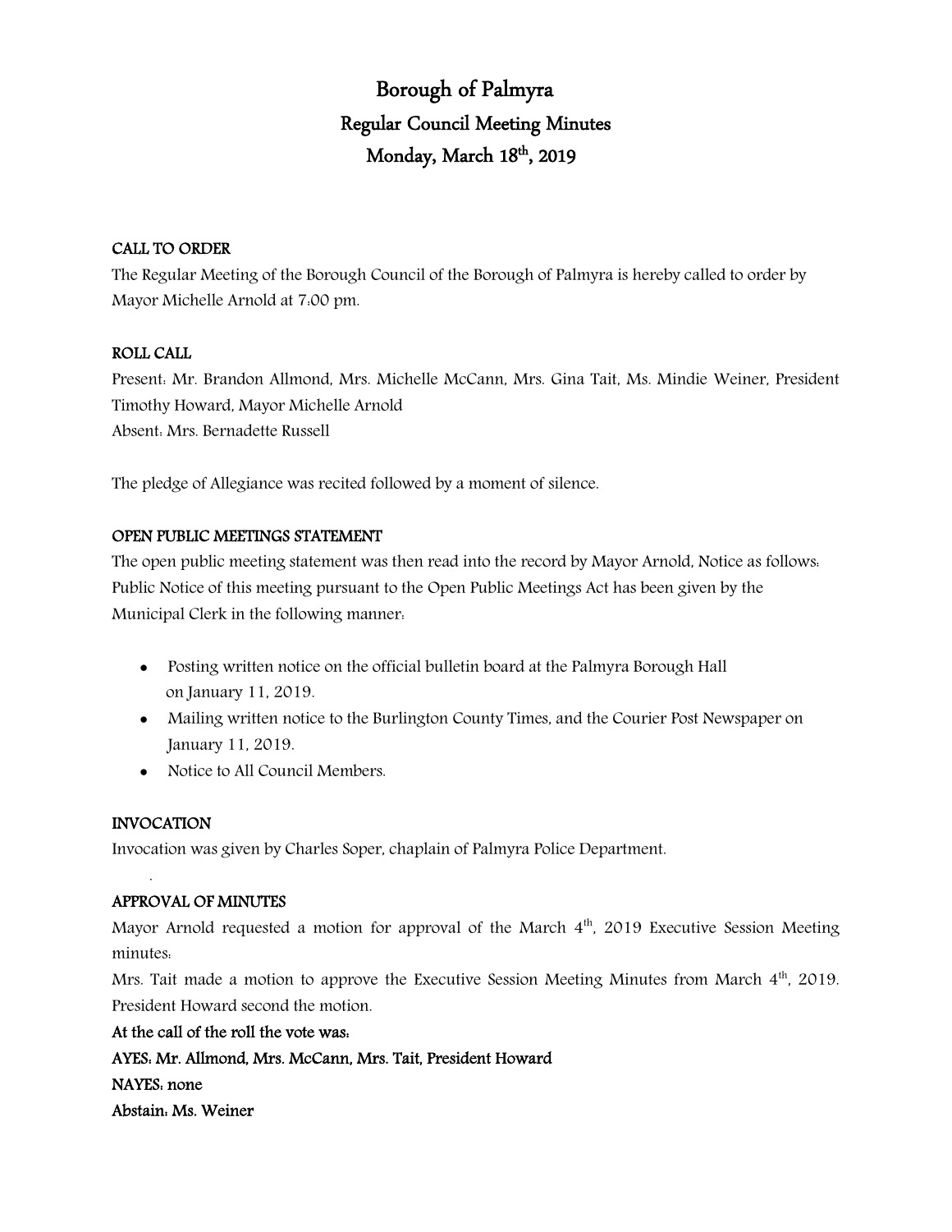# Borough of Palmyra

## Regular Council Meeting Minutes

## Monday, March 18th, 2019

**CALL TO ORDER**

The Regular Meeting of the Borough Council of the Borough of Palmyra is hereby called to order by Mayor Michelle Arnold at 7:00 pm.

**ROLL CALL**

Present: Mr. Brandon Allmond, Mrs. Michelle McCann, Mrs. Gina Tait, Ms. Mindie Weiner, President Timothy Howard, Mayor Michelle Arnold

Absent: Mrs. Bernadette Russell

The pledge of Allegiance was recited followed by a moment of silence.

**OPEN PUBLIC MEETINGS STATEMENT**

The open public meeting statement was then read into the record by Mayor Arnold, Notice as follows: Public Notice of this meeting pursuant to the Open Public Meetings Act has been given by the Municipal Clerk in the following manner:

- Posting written notice on the official bulletin board at the Palmyra Borough Hall on January 11, 2019.
- Mailing written notice to the Burlington County Times, and the Courier Post Newspaper on January 11, 2019.
- Notice to All Council Members.

**INVOCATION**

Invocation was given by Charles Soper, chaplain of Palmyra Police Department.

**APPROVAL OF MINUTES**

Mayor Arnold requested a motion for approval of the March 4th, 2019 Executive Session Meeting minutes:

Mrs. Tait made a motion to approve the Executive Session Meeting Minutes from March 4th, 2019. President Howard second the motion.

**At the call of the roll the vote was:**

**AYES: Mr. Allmond, Mrs. McCann, Mrs. Tait, President Howard**

**NAYES: none**

**Abstain: Ms. Weiner**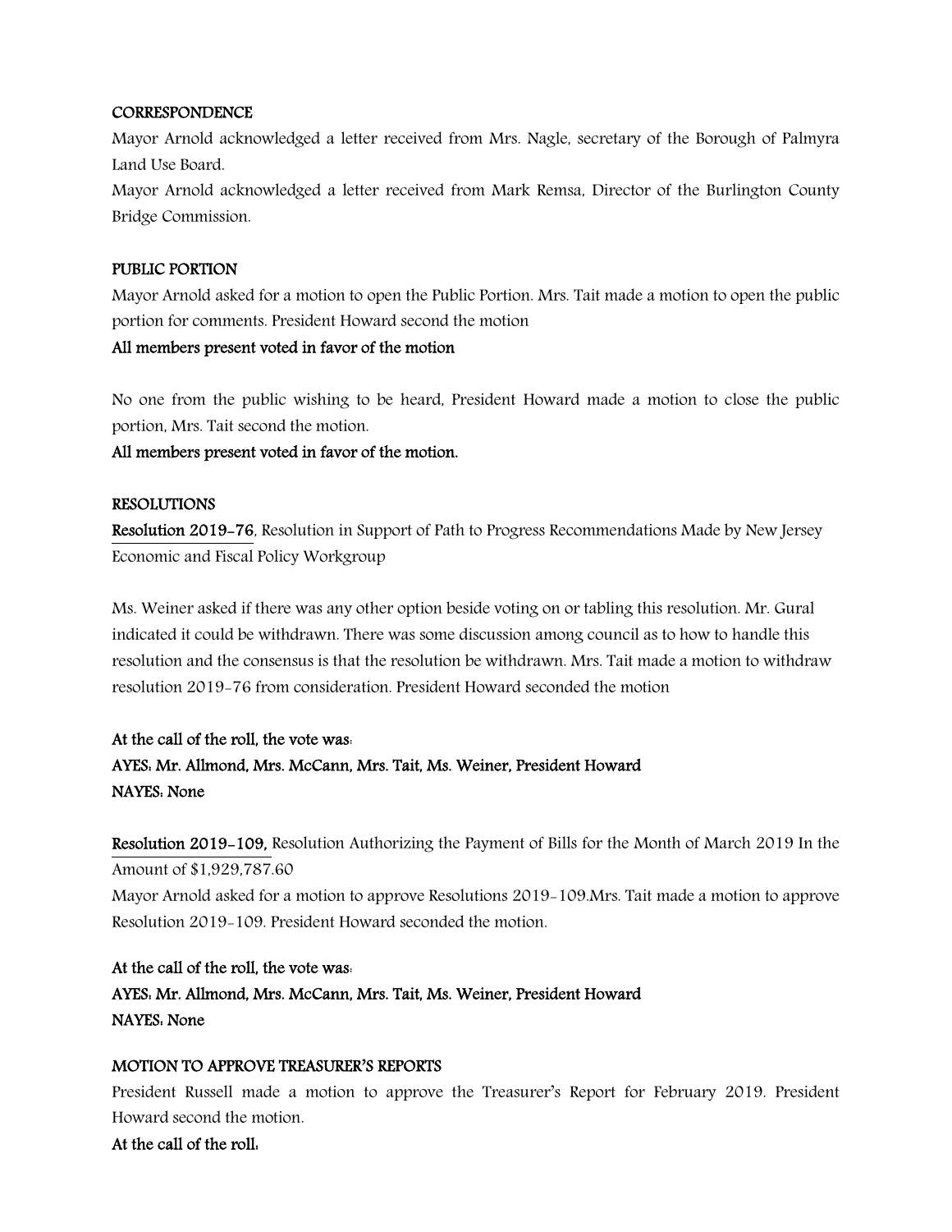**CORRESPONDENCE**

Mayor Arnold acknowledged a letter received from Mrs. Nagle, secretary of the Borough of Palmyra Land Use Board.

Mayor Arnold acknowledged a letter received from Mark Remsa, Director of the Burlington County Bridge Commission.

**PUBLIC PORTION**

Mayor Arnold asked for a motion to open the Public Portion. Mrs. Tait made a motion to open the public portion for comments. President Howard second the motion

**All members present voted in favor of the motion**

No one from the public wishing to be heard, President Howard made a motion to close the public portion, Mrs. Tait second the motion.

**All members present voted in favor of the motion.**

**RESOLUTIONS**

**Resolution 2019-76**, Resolution in Support of Path to Progress Recommendations Made by New Jersey Economic and Fiscal Policy Workgroup

Ms. Weiner asked if there was any other option beside voting on or tabling this resolution. Mr. Gural indicated it could be withdrawn. There was some discussion among council as to how to handle this resolution and the consensus is that the resolution be withdrawn. Mrs. Tait made a motion to withdraw resolution 2019-76 from consideration. President Howard seconded the motion

**At the call of the roll, the vote was:**

**AYES: Mr. Allmond, Mrs. McCann, Mrs. Tait, Ms. Weiner, President Howard**

**NAYES: None**

**Resolution 2019-109,** Resolution Authorizing the Payment of Bills for the Month of March 2019 In the Amount of $1,929,787.60

Mayor Arnold asked for a motion to approve Resolutions 2019-109.Mrs. Tait made a motion to approve Resolution 2019-109. President Howard seconded the motion.

**At the call of the roll, the vote was:**

**AYES: Mr. Allmond, Mrs. McCann, Mrs. Tait, Ms. Weiner, President Howard**

**NAYES: None**

**MOTION TO APPROVE TREASURER'S REPORTS**

President Russell made a motion to approve the Treasurer's Report for February 2019. President Howard second the motion.

**At the call of the roll:**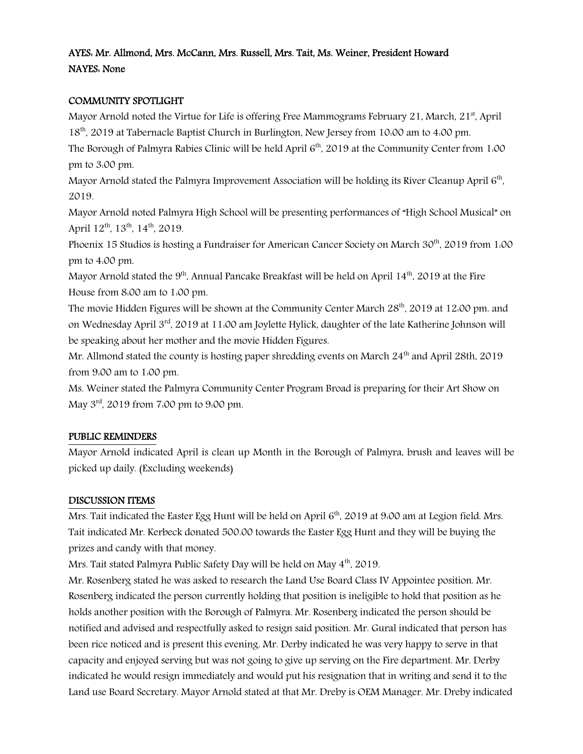**AYES: Mr. Allmond, Mrs. McCann, Mrs. Russell, Mrs. Tait, Ms. Weiner, President Howard**
**NAYES: None**

**COMMUNITY SPOTLIGHT**

Mayor Arnold noted the Virtue for Life is offering Free Mammograms February 21, March, 21st, April 18th, 2019 at Tabernacle Baptist Church in Burlington, New Jersey from 10:00 am to 4:00 pm.
The Borough of Palmyra Rabies Clinic will be held April 6th, 2019 at the Community Center from 1:00 pm to 3:00 pm.
Mayor Arnold stated the Palmyra Improvement Association will be holding its River Cleanup April 6th, 2019.
Mayor Arnold noted Palmyra High School will be presenting performances of "High School Musical" on April 12th, 13th, 14th, 2019.
Phoenix 15 Studios is hosting a Fundraiser for American Cancer Society on March 30th, 2019 from 1:00 pm to 4:00 pm.
Mayor Arnold stated the 9th, Annual Pancake Breakfast will be held on April 14th, 2019 at the Fire House from 8:00 am to 1:00 pm.
The movie Hidden Figures will be shown at the Community Center March 28th, 2019 at 12:00 pm. and on Wednesday April 3rd, 2019 at 11:00 am Joylette Hylick, daughter of the late Katherine Johnson will be speaking about her mother and the movie Hidden Figures.
Mr. Allmond stated the county is hosting paper shredding events on March 24th and April 28th, 2019 from 9:00 am to 1:00 pm.
Ms. Weiner stated the Palmyra Community Center Program Broad is preparing for their Art Show on May 3rd, 2019 from 7:00 pm to 9:00 pm.

**PUBLIC REMINDERS**

Mayor Arnold indicated April is clean up Month in the Borough of Palmyra, brush and leaves will be picked up daily. (Excluding weekends)

**DISCUSSION ITEMS**

Mrs. Tait indicated the Easter Egg Hunt will be held on April 6th, 2019 at 9:00 am at Legion field. Mrs. Tait indicated Mr. Kerbeck donated 500.00 towards the Easter Egg Hunt and they will be buying the prizes and candy with that money.
Mrs. Tait stated Palmyra Public Safety Day will be held on May 4th, 2019.
Mr. Rosenberg stated he was asked to research the Land Use Board Class IV Appointee position. Mr. Rosenberg indicated the person currently holding that position is ineligible to hold that position as he holds another position with the Borough of Palmyra. Mr. Rosenberg indicated the person should be notified and advised and respectfully asked to resign said position. Mr. Gural indicated that person has been rice noticed and is present this evening. Mr. Derby indicated he was very happy to serve in that capacity and enjoyed serving but was not going to give up serving on the Fire department. Mr. Derby indicated he would resign immediately and would put his resignation that in writing and send it to the Land use Board Secretary. Mayor Arnold stated at that Mr. Dreby is OEM Manager. Mr. Dreby indicated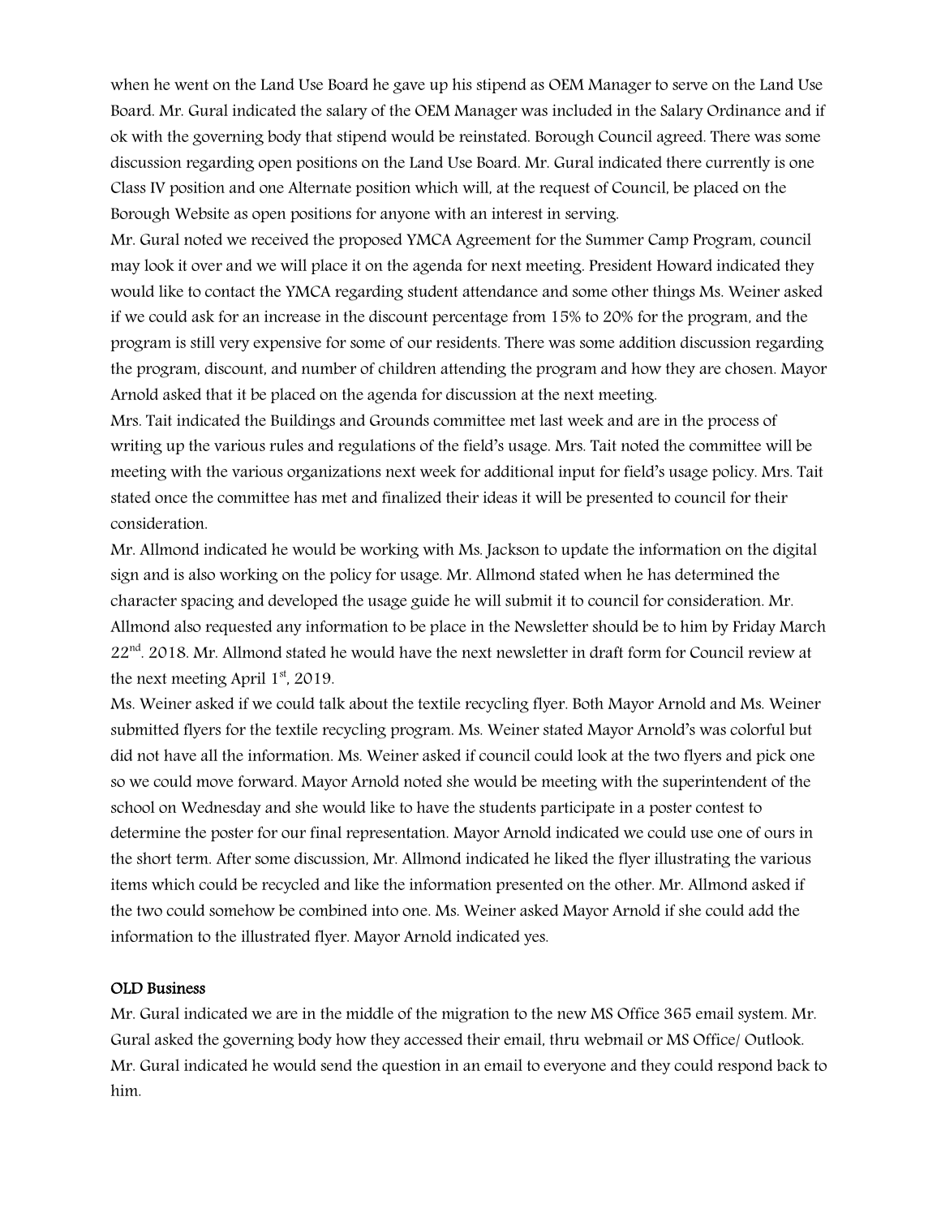when he went on the Land Use Board he gave up his stipend as OEM Manager to serve on the Land Use Board. Mr. Gural indicated the salary of the OEM Manager was included in the Salary Ordinance and if ok with the governing body that stipend would be reinstated. Borough Council agreed. There was some discussion regarding open positions on the Land Use Board. Mr. Gural indicated there currently is one Class IV position and one Alternate position which will, at the request of Council, be placed on the Borough Website as open positions for anyone with an interest in serving.

Mr. Gural noted we received the proposed YMCA Agreement for the Summer Camp Program, council may look it over and we will place it on the agenda for next meeting. President Howard indicated they would like to contact the YMCA regarding student attendance and some other things Ms. Weiner asked if we could ask for an increase in the discount percentage from 15% to 20% for the program, and the program is still very expensive for some of our residents. There was some addition discussion regarding the program, discount, and number of children attending the program and how they are chosen. Mayor Arnold asked that it be placed on the agenda for discussion at the next meeting.

Mrs. Tait indicated the Buildings and Grounds committee met last week and are in the process of writing up the various rules and regulations of the field's usage. Mrs. Tait noted the committee will be meeting with the various organizations next week for additional input for field's usage policy. Mrs. Tait stated once the committee has met and finalized their ideas it will be presented to council for their consideration.

Mr. Allmond indicated he would be working with Ms. Jackson to update the information on the digital sign and is also working on the policy for usage. Mr. Allmond stated when he has determined the character spacing and developed the usage guide he will submit it to council for consideration. Mr. Allmond also requested any information to be place in the Newsletter should be to him by Friday March 22nd. 2018. Mr. Allmond stated he would have the next newsletter in draft form for Council review at the next meeting April 1st, 2019.

Ms. Weiner asked if we could talk about the textile recycling flyer. Both Mayor Arnold and Ms. Weiner submitted flyers for the textile recycling program. Ms. Weiner stated Mayor Arnold's was colorful but did not have all the information. Ms. Weiner asked if council could look at the two flyers and pick one so we could move forward. Mayor Arnold noted she would be meeting with the superintendent of the school on Wednesday and she would like to have the students participate in a poster contest to determine the poster for our final representation. Mayor Arnold indicated we could use one of ours in the short term. After some discussion, Mr. Allmond indicated he liked the flyer illustrating the various items which could be recycled and like the information presented on the other. Mr. Allmond asked if the two could somehow be combined into one. Ms. Weiner asked Mayor Arnold if she could add the information to the illustrated flyer. Mayor Arnold indicated yes.

**OLD Business**

Mr. Gural indicated we are in the middle of the migration to the new MS Office 365 email system. Mr. Gural asked the governing body how they accessed their email, thru webmail or MS Office/ Outlook. Mr. Gural indicated he would send the question in an email to everyone and they could respond back to him.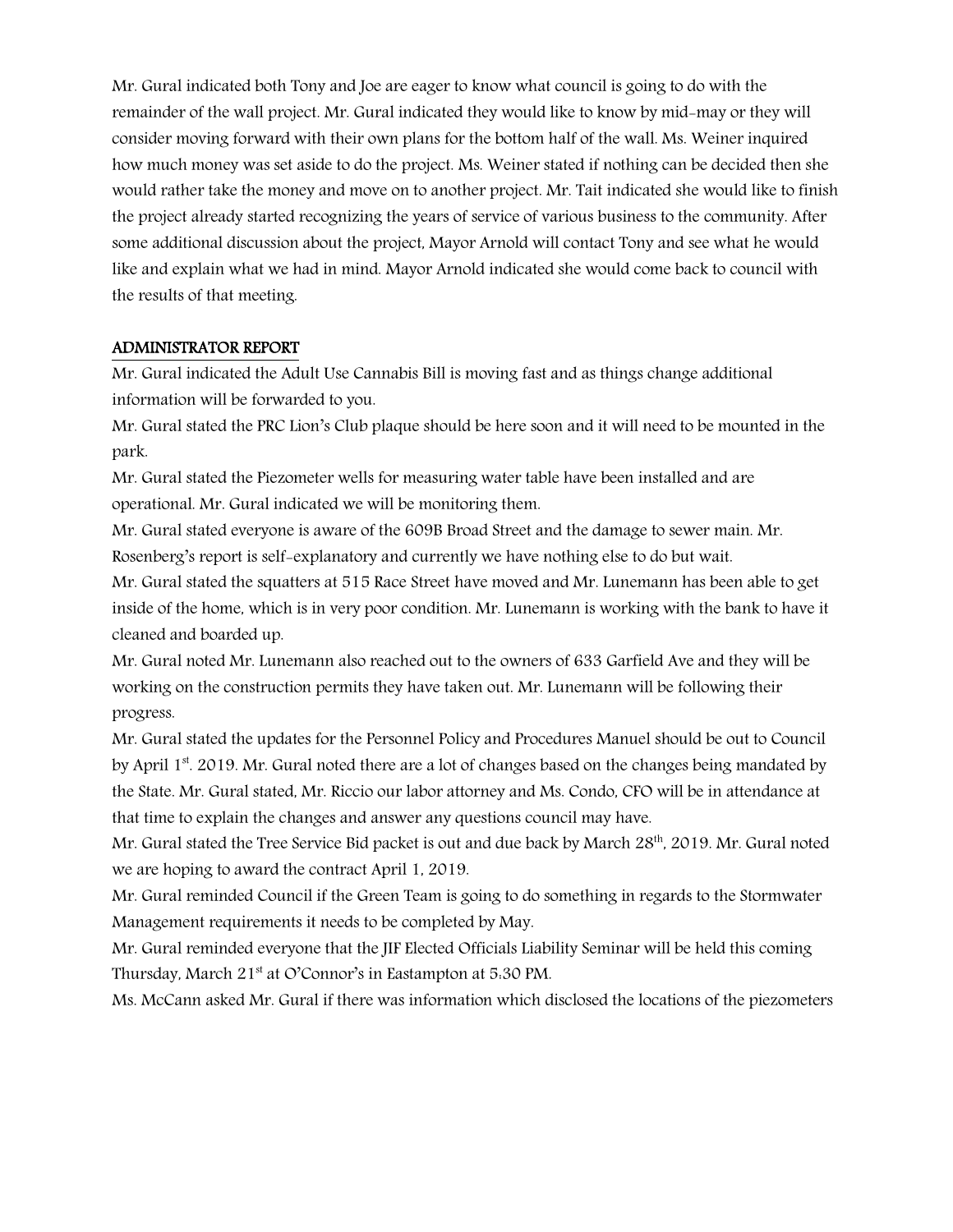Mr. Gural indicated both Tony and Joe are eager to know what council is going to do with the remainder of the wall project. Mr. Gural indicated they would like to know by mid-may or they will consider moving forward with their own plans for the bottom half of the wall. Ms. Weiner inquired how much money was set aside to do the project. Ms. Weiner stated if nothing can be decided then she would rather take the money and move on to another project. Mr. Tait indicated she would like to finish the project already started recognizing the years of service of various business to the community. After some additional discussion about the project, Mayor Arnold will contact Tony and see what he would like and explain what we had in mind. Mayor Arnold indicated she would come back to council with the results of that meeting.

## ADMINISTRATOR REPORT

Mr. Gural indicated the Adult Use Cannabis Bill is moving fast and as things change additional information will be forwarded to you.

Mr. Gural stated the PRC Lion's Club plaque should be here soon and it will need to be mounted in the park.

Mr. Gural stated the Piezometer wells for measuring water table have been installed and are operational. Mr. Gural indicated we will be monitoring them.

Mr. Gural stated everyone is aware of the 609B Broad Street and the damage to sewer main. Mr. Rosenberg's report is self-explanatory and currently we have nothing else to do but wait.

Mr. Gural stated the squatters at 515 Race Street have moved and Mr. Lunemann has been able to get inside of the home, which is in very poor condition. Mr. Lunemann is working with the bank to have it cleaned and boarded up.

Mr. Gural noted Mr. Lunemann also reached out to the owners of 633 Garfield Ave and they will be working on the construction permits they have taken out. Mr. Lunemann will be following their progress.

Mr. Gural stated the updates for the Personnel Policy and Procedures Manuel should be out to Council by April 1st. 2019. Mr. Gural noted there are a lot of changes based on the changes being mandated by the State. Mr. Gural stated, Mr. Riccio our labor attorney and Ms. Condo, CFO will be in attendance at that time to explain the changes and answer any questions council may have.

Mr. Gural stated the Tree Service Bid packet is out and due back by March 28th, 2019. Mr. Gural noted we are hoping to award the contract April 1, 2019.

Mr. Gural reminded Council if the Green Team is going to do something in regards to the Stormwater Management requirements it needs to be completed by May.

Mr. Gural reminded everyone that the JIF Elected Officials Liability Seminar will be held this coming Thursday, March 21st at O'Connor's in Eastampton at 5:30 PM.

Ms. McCann asked Mr. Gural if there was information which disclosed the locations of the piezometers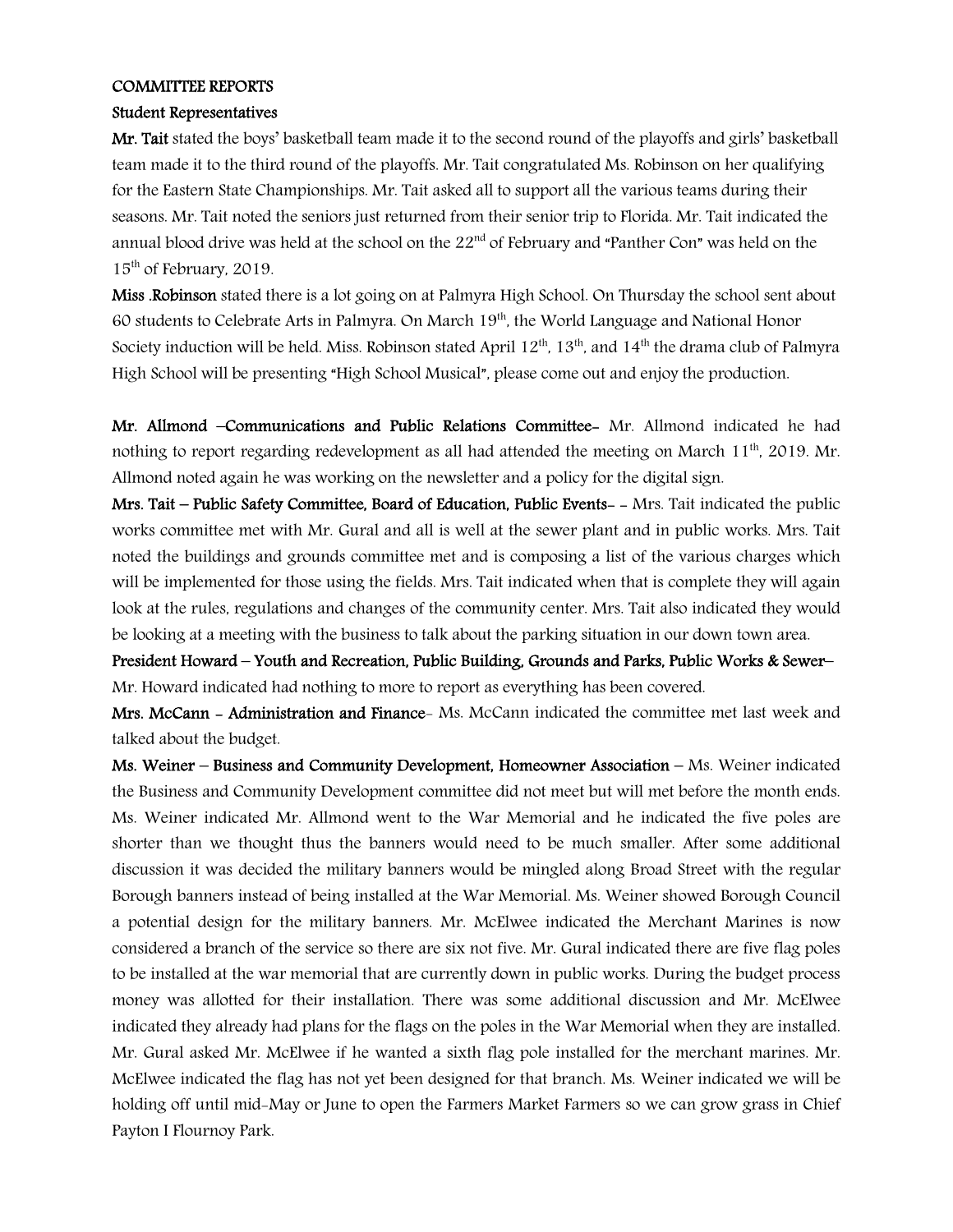**COMMITTEE REPORTS**

**Student Representatives**

**Mr. Tait** stated the boys' basketball team made it to the second round of the playoffs and girls' basketball team made it to the third round of the playoffs. Mr. Tait congratulated Ms. Robinson on her qualifying for the Eastern State Championships. Mr. Tait asked all to support all the various teams during their seasons. Mr. Tait noted the seniors just returned from their senior trip to Florida. Mr. Tait indicated the annual blood drive was held at the school on the 22nd of February and "Panther Con" was held on the 15th of February, 2019.

**Miss .Robinson** stated there is a lot going on at Palmyra High School. On Thursday the school sent about 60 students to Celebrate Arts in Palmyra. On March 19th, the World Language and National Honor Society induction will be held. Miss. Robinson stated April 12th, 13th, and 14th the drama club of Palmyra High School will be presenting "High School Musical", please come out and enjoy the production.

**Mr. Allmond –Communications and Public Relations Committee-** Mr. Allmond indicated he had nothing to report regarding redevelopment as all had attended the meeting on March 11th, 2019. Mr. Allmond noted again he was working on the newsletter and a policy for the digital sign.

**Mrs. Tait – Public Safety Committee, Board of Education, Public Events-** - Mrs. Tait indicated the public works committee met with Mr. Gural and all is well at the sewer plant and in public works. Mrs. Tait noted the buildings and grounds committee met and is composing a list of the various charges which will be implemented for those using the fields. Mrs. Tait indicated when that is complete they will again look at the rules, regulations and changes of the community center. Mrs. Tait also indicated they would be looking at a meeting with the business to talk about the parking situation in our down town area.

**President Howard – Youth and Recreation, Public Building, Grounds and Parks, Public Works & Sewer–** Mr. Howard indicated had nothing to more to report as everything has been covered.

**Mrs. McCann - Administration and Finance**- Ms. McCann indicated the committee met last week and talked about the budget.

**Ms. Weiner – Business and Community Development, Homeowner Association** – Ms. Weiner indicated the Business and Community Development committee did not meet but will met before the month ends. Ms. Weiner indicated Mr. Allmond went to the War Memorial and he indicated the five poles are shorter than we thought thus the banners would need to be much smaller. After some additional discussion it was decided the military banners would be mingled along Broad Street with the regular Borough banners instead of being installed at the War Memorial. Ms. Weiner showed Borough Council a potential design for the military banners. Mr. McElwee indicated the Merchant Marines is now considered a branch of the service so there are six not five. Mr. Gural indicated there are five flag poles to be installed at the war memorial that are currently down in public works. During the budget process money was allotted for their installation. There was some additional discussion and Mr. McElwee indicated they already had plans for the flags on the poles in the War Memorial when they are installed. Mr. Gural asked Mr. McElwee if he wanted a sixth flag pole installed for the merchant marines. Mr. McElwee indicated the flag has not yet been designed for that branch. Ms. Weiner indicated we will be holding off until mid-May or June to open the Farmers Market Farmers so we can grow grass in Chief Payton I Flournoy Park.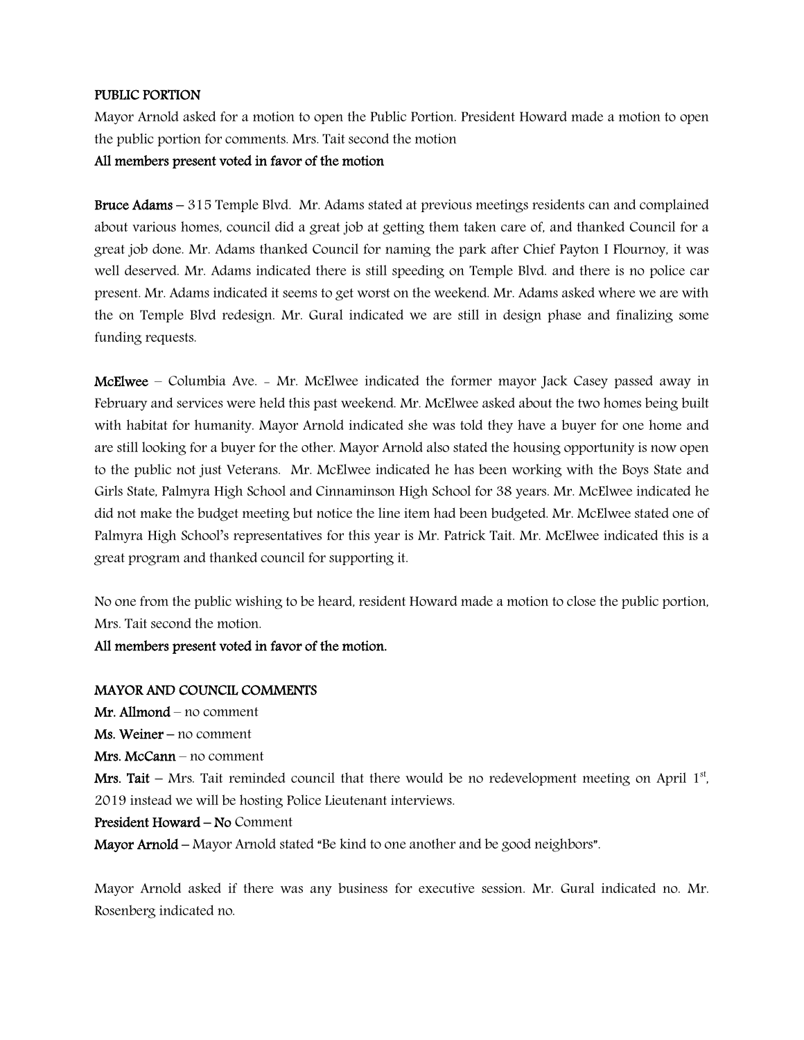**PUBLIC PORTION**

Mayor Arnold asked for a motion to open the Public Portion. President Howard made a motion to open the public portion for comments. Mrs. Tait second the motion

**All members present voted in favor of the motion**

**Bruce Adams** – 315 Temple Blvd. Mr. Adams stated at previous meetings residents can and complained about various homes, council did a great job at getting them taken care of, and thanked Council for a great job done. Mr. Adams thanked Council for naming the park after Chief Payton I Flournoy, it was well deserved. Mr. Adams indicated there is still speeding on Temple Blvd. and there is no police car present. Mr. Adams indicated it seems to get worst on the weekend. Mr. Adams asked where we are with the on Temple Blvd redesign. Mr. Gural indicated we are still in design phase and finalizing some funding requests.

**McElwee** – Columbia Ave. - Mr. McElwee indicated the former mayor Jack Casey passed away in February and services were held this past weekend. Mr. McElwee asked about the two homes being built with habitat for humanity. Mayor Arnold indicated she was told they have a buyer for one home and are still looking for a buyer for the other. Mayor Arnold also stated the housing opportunity is now open to the public not just Veterans. Mr. McElwee indicated he has been working with the Boys State and Girls State, Palmyra High School and Cinnaminson High School for 38 years. Mr. McElwee indicated he did not make the budget meeting but notice the line item had been budgeted. Mr. McElwee stated one of Palmyra High School's representatives for this year is Mr. Patrick Tait. Mr. McElwee indicated this is a great program and thanked council for supporting it.

No one from the public wishing to be heard, resident Howard made a motion to close the public portion, Mrs. Tait second the motion.

**All members present voted in favor of the motion.**

**MAYOR AND COUNCIL COMMENTS**

**Mr. Allmond** – no comment

**Ms. Weiner** – no comment

**Mrs. McCann** – no comment

**Mrs. Tait** – Mrs. Tait reminded council that there would be no redevelopment meeting on April 1st, 2019 instead we will be hosting Police Lieutenant interviews.

**President Howard – No** Comment

**Mayor Arnold** – Mayor Arnold stated "Be kind to one another and be good neighbors".

Mayor Arnold asked if there was any business for executive session. Mr. Gural indicated no. Mr. Rosenberg indicated no.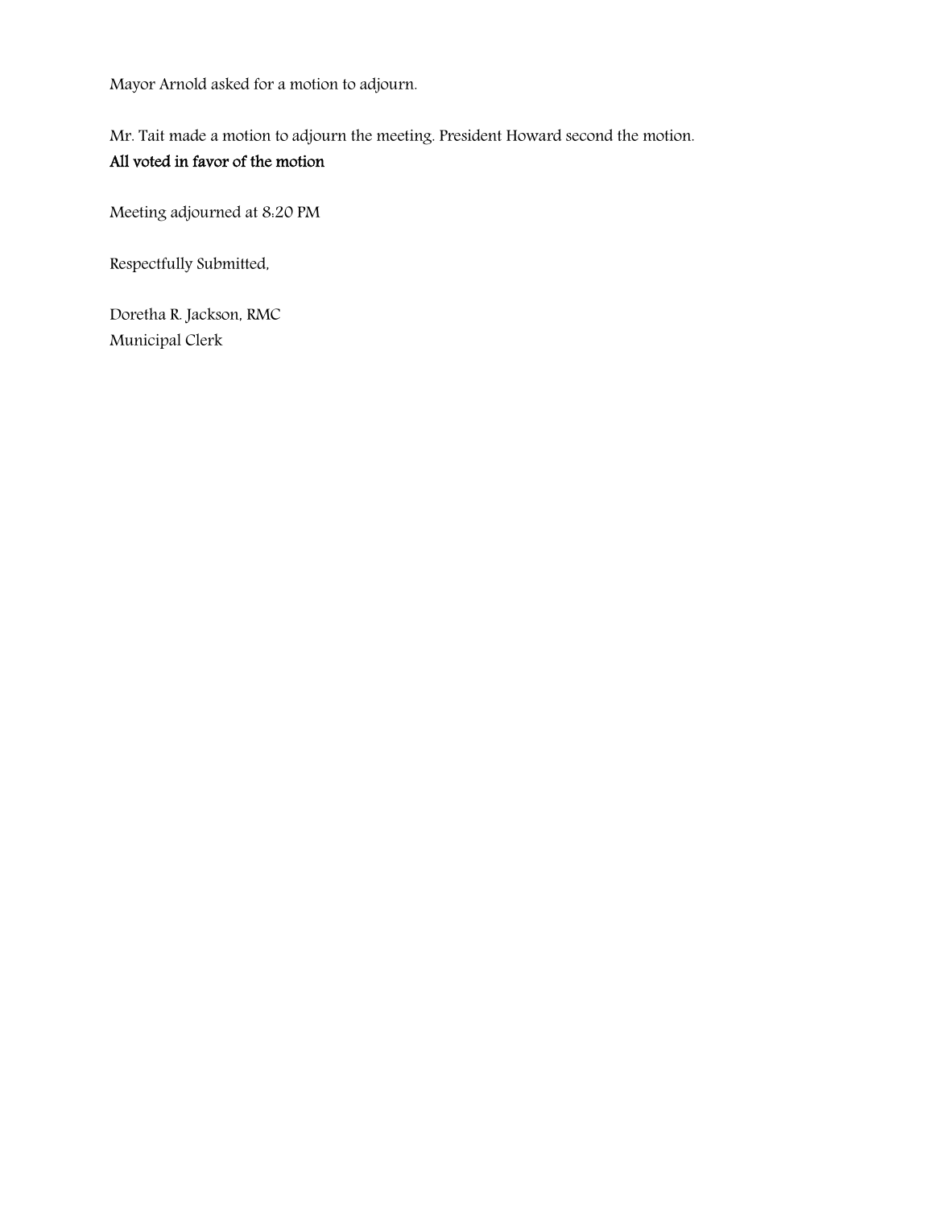Mayor Arnold asked for a motion to adjourn.

Mr. Tait made a motion to adjourn the meeting. President Howard second the motion.
**All voted in favor of the motion**

Meeting adjourned at 8:20 PM

Respectfully Submitted,

Doretha R. Jackson, RMC
Municipal Clerk